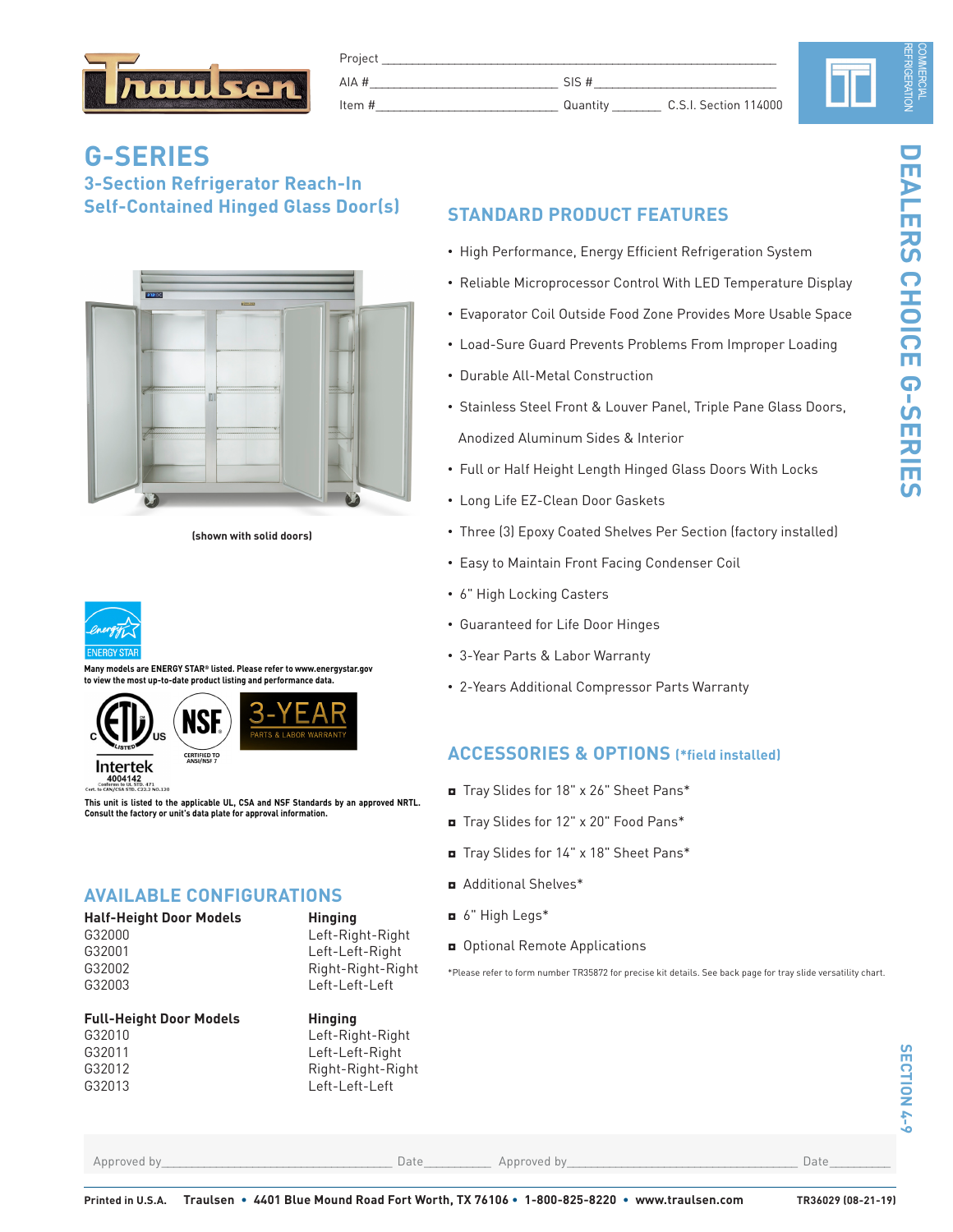Project ____________________________________________

AIA #____________________________ SIS #____________________________

Item #____________________________ Quantity ________ C.S.I. Section 114000

# G-SERIES

## 3-Section Refrigerator Reach-In Self-Contained Hinged Glass Door(s)

(shown with solid doors)

Many models are ENERGY STAR® listed. Please refer to www.energystar.gov to view the most up-to-date product listing and performance data.

Intertek 4004142

Conforms to UL STD. 471
Cert. to CAN/CSA STD. C22.2 NO.120

CERTIFIED TO ANSI/NSF 7

3-YEAR PARTS & LABOR WARRANTY

This unit is listed to the applicable UL, CSA and NSF Standards by an approved NRTL. Consult the factory or unit's data plate for approval information.

## STANDARD PRODUCT FEATURES

- High Performance, Energy Efficient Refrigeration System
- Reliable Microprocessor Control With LED Temperature Display
- Evaporator Coil Outside Food Zone Provides More Usable Space
- Load-Sure Guard Prevents Problems From Improper Loading
- Durable All-Metal Construction
- Stainless Steel Front & Louver Panel, Triple Pane Glass Doors, Anodized Aluminum Sides & Interior
- Full or Half Height Length Hinged Glass Doors With Locks
- Long Life EZ-Clean Door Gaskets
- Three (3) Epoxy Coated Shelves Per Section (factory installed)
- Easy to Maintain Front Facing Condenser Coil
- 6" High Locking Casters
- Guaranteed for Life Door Hinges
- 3-Year Parts & Labor Warranty
- 2-Years Additional Compressor Parts Warranty

## ACCESSORIES & OPTIONS (*field installed)

- Tray Slides for 18" x 26" Sheet Pans*
- Tray Slides for 12" x 20" Food Pans*
- Tray Slides for 14" x 18" Sheet Pans*
- Additional Shelves*
- 6" High Legs*
- Optional Remote Applications

*Please refer to form number TR35872 for precise kit details. See back page for tray slide versatility chart.

## AVAILABLE CONFIGURATIONS

| Half-Height Door Models | Hinging |
|---|---|
| G32000 | Left-Right-Right |
| G32001 | Left-Left-Right |
| G32002 | Right-Right-Right |
| G32003 | Left-Left-Left |

| Full-Height Door Models | Hinging |
|---|---|
| G32010 | Left-Right-Right |
| G32011 | Left-Left-Right |
| G32012 | Right-Right-Right |
| G32013 | Left-Left-Left |

Approved by____________________________ Date__________ Approved by____________________________ Date__________

Printed in U.S.A. Traulsen • 4401 Blue Mound Road Fort Worth, TX 76106 • 1-800-825-8220 • www.traulsen.com TR36029 (08-21-19)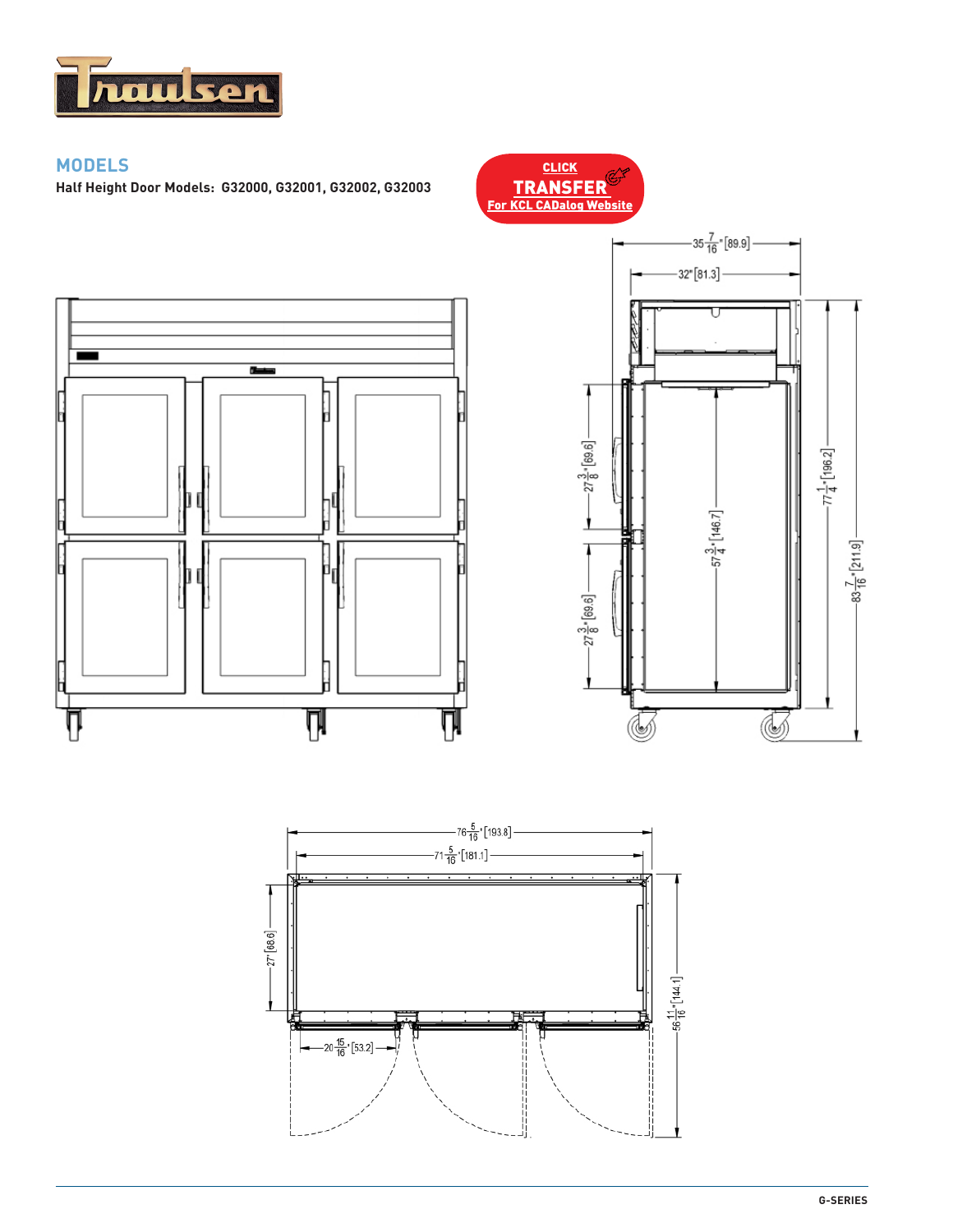## MODELS

**Half Height Door Models: G32000, G32001, G32002, G32003**

CLICK
**TRANSFER**
For KCL CADalog Website

35 7/16" [89.9]

32" [81.3]

27 3/8" [69.6]

27 3/8" [69.6]

57 3/4" [146.7]

77 1/4" [196.2]

83 7/16" [211.9]

76 5/16" [193.8]

71 5/16" [181.1]

27" [68.6]

20 15/16" [53.2]

56 11/16" [144.1]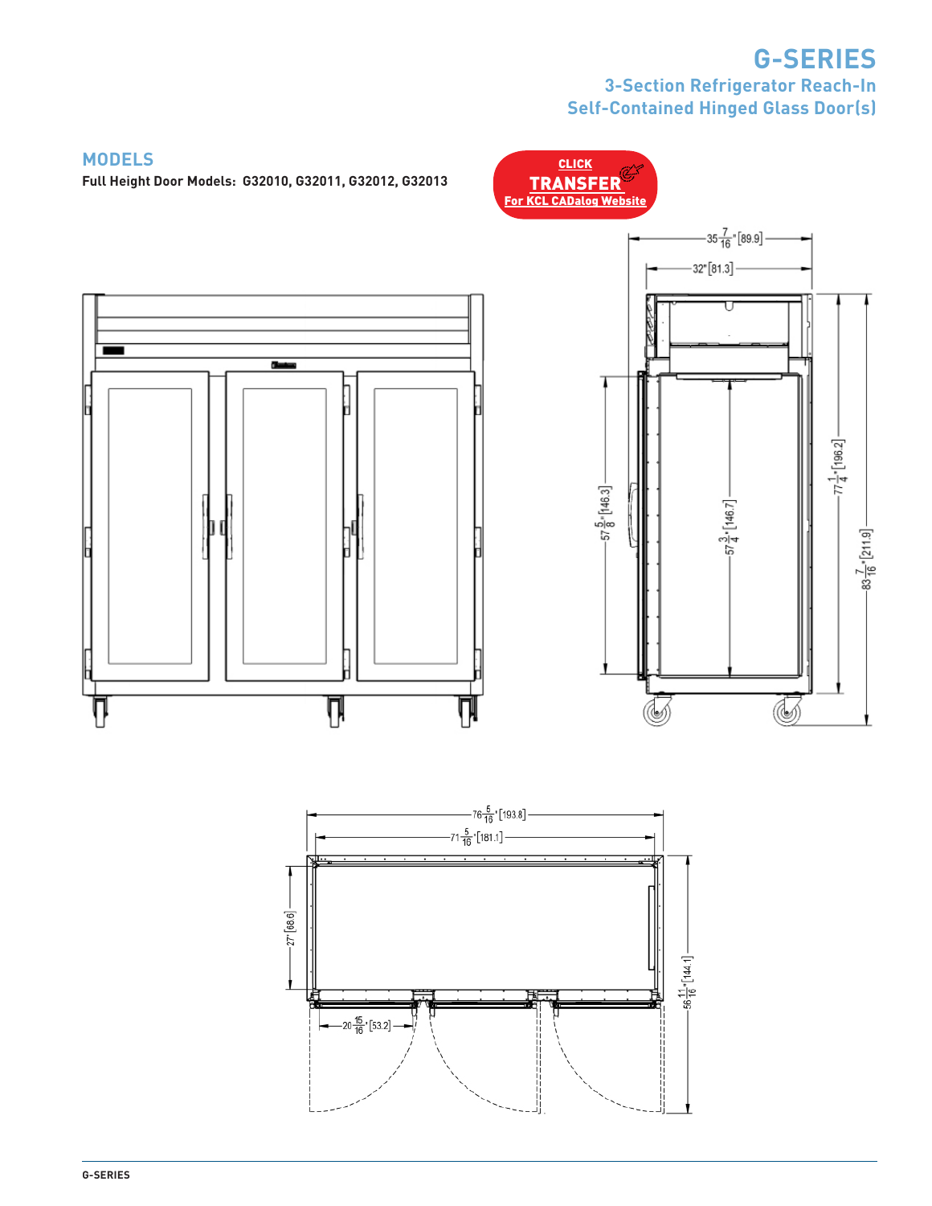# G-SERIES

## 3-Section Refrigerator Reach-In Self-Contained Hinged Glass Door(s)

## MODELS

**Full Height Door Models: G32010, G32011, G32012, G32013**

CLICK **TRANSFER** For KCL CADalog Website

35 7/16" [89.9]

32" [81.3]

57 5/8" [146.3]

57 3/4" [146.7]

77 1/4" [196.2]

83 7/16" [211.9]

76 5/16" [193.8]

71 5/16" [181.1]

27" [68.6]

20 15/16" [53.2]

56 11/16" [144.1]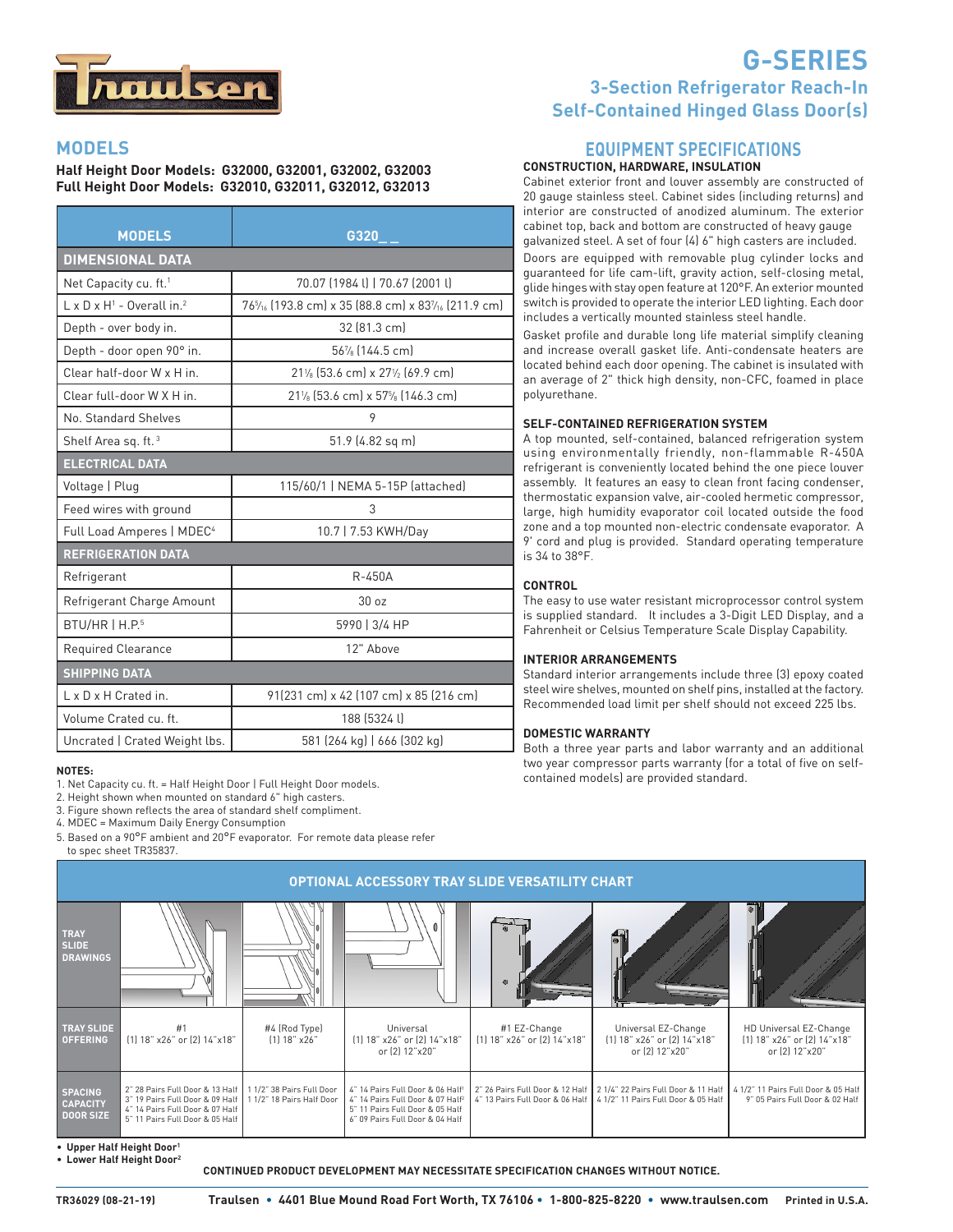# G-SERIES

## 3-Section Refrigerator Reach-In Self-Contained Hinged Glass Door(s)

## MODELS

**Half Height Door Models: G32000, G32001, G32002, G32003**
**Full Height Door Models: G32010, G32011, G32012, G32013**

| MODELS | G320_ _ |
|---|---|
| **DIMENSIONAL DATA** | |
| Net Capacity cu. ft.[1] | 70.07 (1984 l) \| 70.67 (2001 l) |
| L x D x H[1] - Overall in.[2] | 76 5/16 (193.8 cm) x 35 (88.8 cm) x 83 7/16 (211.9 cm) |
| Depth - over body in. | 32 (81.3 cm) |
| Depth - door open 90° in. | 56 7/8 (144.5 cm) |
| Clear half-door W x H in. | 21 1/8 (53.6 cm) x 27 1/2 (69.9 cm) |
| Clear full-door W X H in. | 21 1/8 (53.6 cm) x 57 5/8 (146.3 cm) |
| No. Standard Shelves | 9 |
| Shelf Area sq. ft.[3] | 51.9 (4.82 sq m) |
| **ELECTRICAL DATA** | |
| Voltage \| Plug | 115/60/1 \| NEMA 5-15P (attached) |
| Feed wires with ground | 3 |
| Full Load Amperes \| MDEC[4] | 10.7 \| 7.53 KWH/Day |
| **REFRIGERATION DATA** | |
| Refrigerant | R-450A |
| Refrigerant Charge Amount | 30 oz |
| BTU/HR \| H.P.[5] | 5990 \| 3/4 HP |
| Required Clearance | 12" Above |
| **SHIPPING DATA** | |
| L x D x H Crated in. | 91(231 cm) x 42 (107 cm) x 85 (216 cm) |
| Volume Crated cu. ft. | 188 (5324 l) |
| Uncrated \| Crated Weight lbs. | 581 (264 kg) \| 666 (302 kg) |

**NOTES:**

1. Net Capacity cu. ft. = Half Height Door | Full Height Door models.
2. Height shown when mounted on standard 6" high casters.
3. Figure shown reflects the area of standard shelf compliment.
4. MDEC = Maximum Daily Energy Consumption
5. Based on a 90°F ambient and 20°F evaporator. For remote data please refer to spec sheet TR35837.

## EQUIPMENT SPECIFICATIONS

### CONSTRUCTION, HARDWARE, INSULATION

Cabinet exterior front and louver assembly are constructed of 20 gauge stainless steel. Cabinet sides (including returns) and interior are constructed of anodized aluminum. The exterior cabinet top, back and bottom are constructed of heavy gauge galvanized steel. A set of four (4) 6" high casters are included.

Doors are equipped with removable plug cylinder locks and guaranteed for life cam-lift, gravity action, self-closing metal, glide hinges with stay open feature at 120°F. An exterior mounted switch is provided to operate the interior LED lighting. Each door includes a vertically mounted stainless steel handle.

Gasket profile and durable long life material simplify cleaning and increase overall gasket life. Anti-condensate heaters are located behind each door opening. The cabinet is insulated with an average of 2" thick high density, non-CFC, foamed in place polyurethane.

### SELF-CONTAINED REFRIGERATION SYSTEM

A top mounted, self-contained, balanced refrigeration system using environmentally friendly, non-flammable R-450A refrigerant is conveniently located behind the one piece louver assembly. It features an easy to clean front facing condenser, thermostatic expansion valve, air-cooled hermetic compressor, large, high humidity evaporator coil located outside the food zone and a top mounted non-electric condensate evaporator. A 9' cord and plug is provided. Standard operating temperature is 34 to 38°F.

### CONTROL

The easy to use water resistant microprocessor control system is supplied standard. It includes a 3-Digit LED Display, and a Fahrenheit or Celsius Temperature Scale Display Capability.

### INTERIOR ARRANGEMENTS

Standard interior arrangements include three (3) epoxy coated steel wire shelves, mounted on shelf pins, installed at the factory. Recommended load limit per shelf should not exceed 225 lbs.

### DOMESTIC WARRANTY

Both a three year parts and labor warranty and an additional two year compressor parts warranty (for a total of five on self-contained models) are provided standard.

## OPTIONAL ACCESSORY TRAY SLIDE VERSATILITY CHART

| TRAY SLIDE DRAWINGS | | | | | | |
|---|---|---|---|---|---|---|
| **TRAY SLIDE OFFERING** | #1<br>(1) 18" x26" or (2) 14"x18" | #4 (Rod Type)<br>(1) 18" x26" | Universal<br>(1) 18" x26" or (2) 14"x18" or (2) 12"x20" | #1 EZ-Change<br>(1) 18" x26" or (2) 14"x18" | Universal EZ-Change<br>(1) 18" x26" or (2) 14"x18" or (2) 12"x20" | HD Universal EZ-Change<br>(1) 18" x26" or (2) 14"x18" or (2) 12"x20" |
| **SPACING CAPACITY DOOR SIZE** | 2" 28 Pairs Full Door & 13 Half<br>3" 19 Pairs Full Door & 09 Half<br>4" 14 Pairs Full Door & 07 Half<br>5" 11 Pairs Full Door & 05 Half | 1 1/2" 38 Pairs Full Door<br>1 1/2" 18 Pairs Half Door | 4" 14 Pairs Full Door & 06 Half[1]<br>4" 14 Pairs Full Door & 07 Half[2]<br>5" 11 Pairs Full Door & 05 Half<br>6" 09 Pairs Full Door & 04 Half | 2" 26 Pairs Full Door & 12 Half<br>4" 13 Pairs Full Door & 06 Half | 2 1/4" 22 Pairs Full Door & 11 Half<br>4 1/2" 11 Pairs Full Door & 05 Half | 4 1/2" 11 Pairs Full Door & 05 Half<br>9" 05 Pairs Full Door & 02 Half |

- **Upper Half Height Door[1]**
- **Lower Half Height Door[2]**

**CONTINUED PRODUCT DEVELOPMENT MAY NECESSITATE SPECIFICATION CHANGES WITHOUT NOTICE.**

TR36029 (08-21-19) **Traulsen • 4401 Blue Mound Road Fort Worth, TX 76106 • 1-800-825-8220 • www.traulsen.com** Printed in U.S.A.